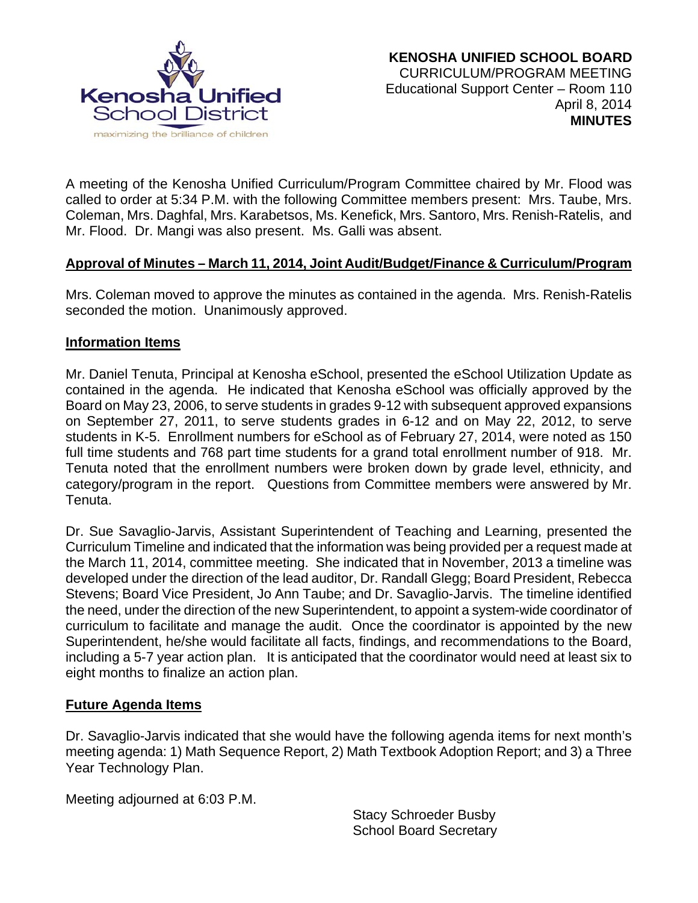Kenosha Unified School District
maximizing the brilliance of children

**KENOSHA UNIFIED SCHOOL BOARD**
CURRICULUM/PROGRAM MEETING
Educational Support Center – Room 110
April 8, 2014
**MINUTES**

A meeting of the Kenosha Unified Curriculum/Program Committee chaired by Mr. Flood was called to order at 5:34 P.M. with the following Committee members present: Mrs. Taube, Mrs. Coleman, Mrs. Daghfal, Mrs. Karabetsos, Ms. Kenefick, Mrs. Santoro, Mrs. Renish-Ratelis, and Mr. Flood. Dr. Mangi was also present. Ms. Galli was absent.

**Approval of Minutes – March 11, 2014, Joint Audit/Budget/Finance & Curriculum/Program**

Mrs. Coleman moved to approve the minutes as contained in the agenda. Mrs. Renish-Ratelis seconded the motion. Unanimously approved.

**Information Items**

Mr. Daniel Tenuta, Principal at Kenosha eSchool, presented the eSchool Utilization Update as contained in the agenda. He indicated that Kenosha eSchool was officially approved by the Board on May 23, 2006, to serve students in grades 9-12 with subsequent approved expansions on September 27, 2011, to serve students grades in 6-12 and on May 22, 2012, to serve students in K-5. Enrollment numbers for eSchool as of February 27, 2014, were noted as 150 full time students and 768 part time students for a grand total enrollment number of 918. Mr. Tenuta noted that the enrollment numbers were broken down by grade level, ethnicity, and category/program in the report. Questions from Committee members were answered by Mr. Tenuta.

Dr. Sue Savaglio-Jarvis, Assistant Superintendent of Teaching and Learning, presented the Curriculum Timeline and indicated that the information was being provided per a request made at the March 11, 2014, committee meeting. She indicated that in November, 2013 a timeline was developed under the direction of the lead auditor, Dr. Randall Glegg; Board President, Rebecca Stevens; Board Vice President, Jo Ann Taube; and Dr. Savaglio-Jarvis. The timeline identified the need, under the direction of the new Superintendent, to appoint a system-wide coordinator of curriculum to facilitate and manage the audit. Once the coordinator is appointed by the new Superintendent, he/she would facilitate all facts, findings, and recommendations to the Board, including a 5-7 year action plan. It is anticipated that the coordinator would need at least six to eight months to finalize an action plan.

**Future Agenda Items**

Dr. Savaglio-Jarvis indicated that she would have the following agenda items for next month's meeting agenda: 1) Math Sequence Report, 2) Math Textbook Adoption Report; and 3) a Three Year Technology Plan.

Meeting adjourned at 6:03 P.M.

Stacy Schroeder Busby
School Board Secretary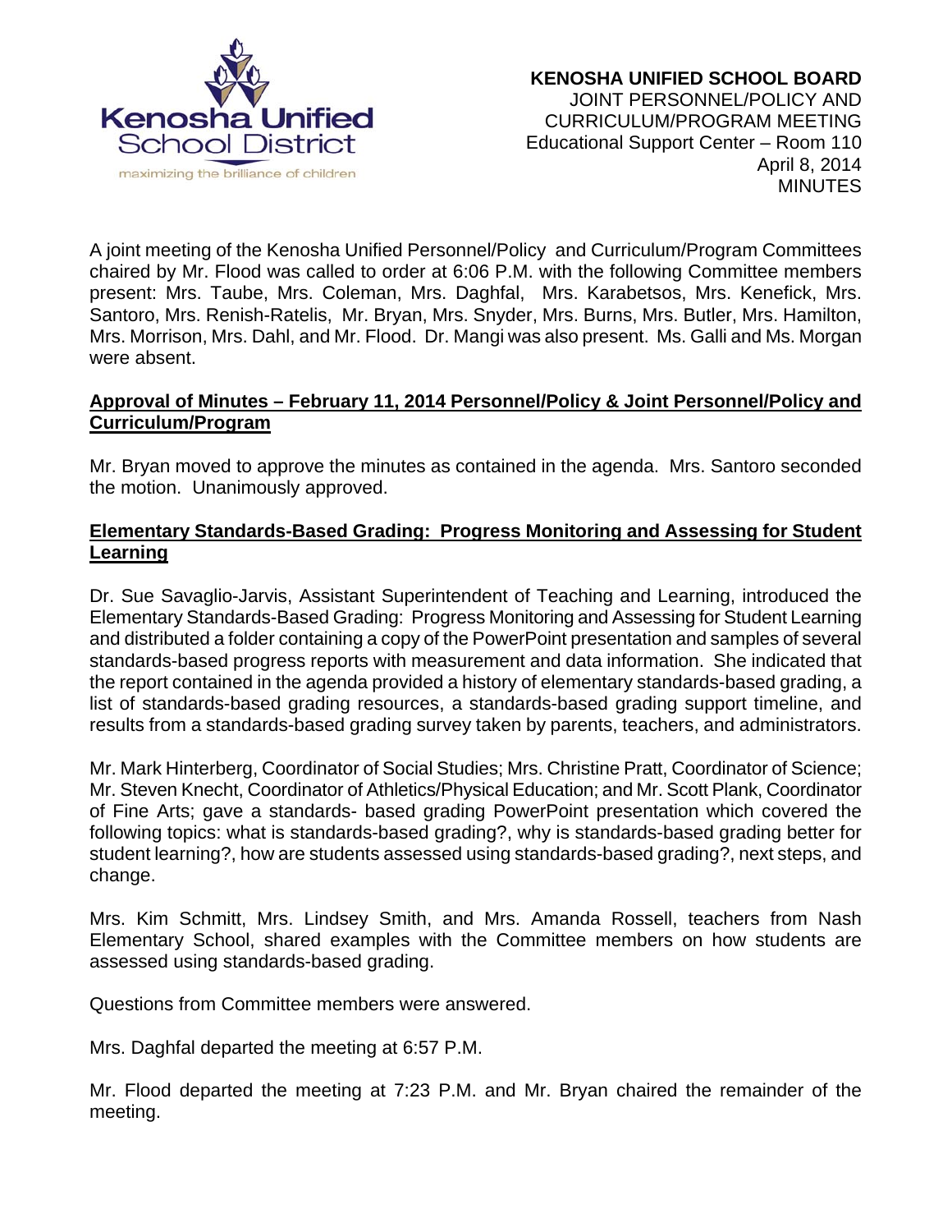**KENOSHA UNIFIED SCHOOL BOARD**
JOINT PERSONNEL/POLICY AND CURRICULUM/PROGRAM MEETING
Educational Support Center – Room 110
April 8, 2014
MINUTES

A joint meeting of the Kenosha Unified Personnel/Policy and Curriculum/Program Committees chaired by Mr. Flood was called to order at 6:06 P.M. with the following Committee members present: Mrs. Taube, Mrs. Coleman, Mrs. Daghfal, Mrs. Karabetsos, Mrs. Kenefick, Mrs. Santoro, Mrs. Renish-Ratelis, Mr. Bryan, Mrs. Snyder, Mrs. Burns, Mrs. Butler, Mrs. Hamilton, Mrs. Morrison, Mrs. Dahl, and Mr. Flood. Dr. Mangi was also present. Ms. Galli and Ms. Morgan were absent.

**Approval of Minutes – February 11, 2014 Personnel/Policy & Joint Personnel/Policy and Curriculum/Program**

Mr. Bryan moved to approve the minutes as contained in the agenda. Mrs. Santoro seconded the motion. Unanimously approved.

**Elementary Standards-Based Grading: Progress Monitoring and Assessing for Student Learning**

Dr. Sue Savaglio-Jarvis, Assistant Superintendent of Teaching and Learning, introduced the Elementary Standards-Based Grading: Progress Monitoring and Assessing for Student Learning and distributed a folder containing a copy of the PowerPoint presentation and samples of several standards-based progress reports with measurement and data information. She indicated that the report contained in the agenda provided a history of elementary standards-based grading, a list of standards-based grading resources, a standards-based grading support timeline, and results from a standards-based grading survey taken by parents, teachers, and administrators.

Mr. Mark Hinterberg, Coordinator of Social Studies; Mrs. Christine Pratt, Coordinator of Science; Mr. Steven Knecht, Coordinator of Athletics/Physical Education; and Mr. Scott Plank, Coordinator of Fine Arts; gave a standards- based grading PowerPoint presentation which covered the following topics: what is standards-based grading?, why is standards-based grading better for student learning?, how are students assessed using standards-based grading?, next steps, and change.

Mrs. Kim Schmitt, Mrs. Lindsey Smith, and Mrs. Amanda Rossell, teachers from Nash Elementary School, shared examples with the Committee members on how students are assessed using standards-based grading.

Questions from Committee members were answered.

Mrs. Daghfal departed the meeting at 6:57 P.M.

Mr. Flood departed the meeting at 7:23 P.M. and Mr. Bryan chaired the remainder of the meeting.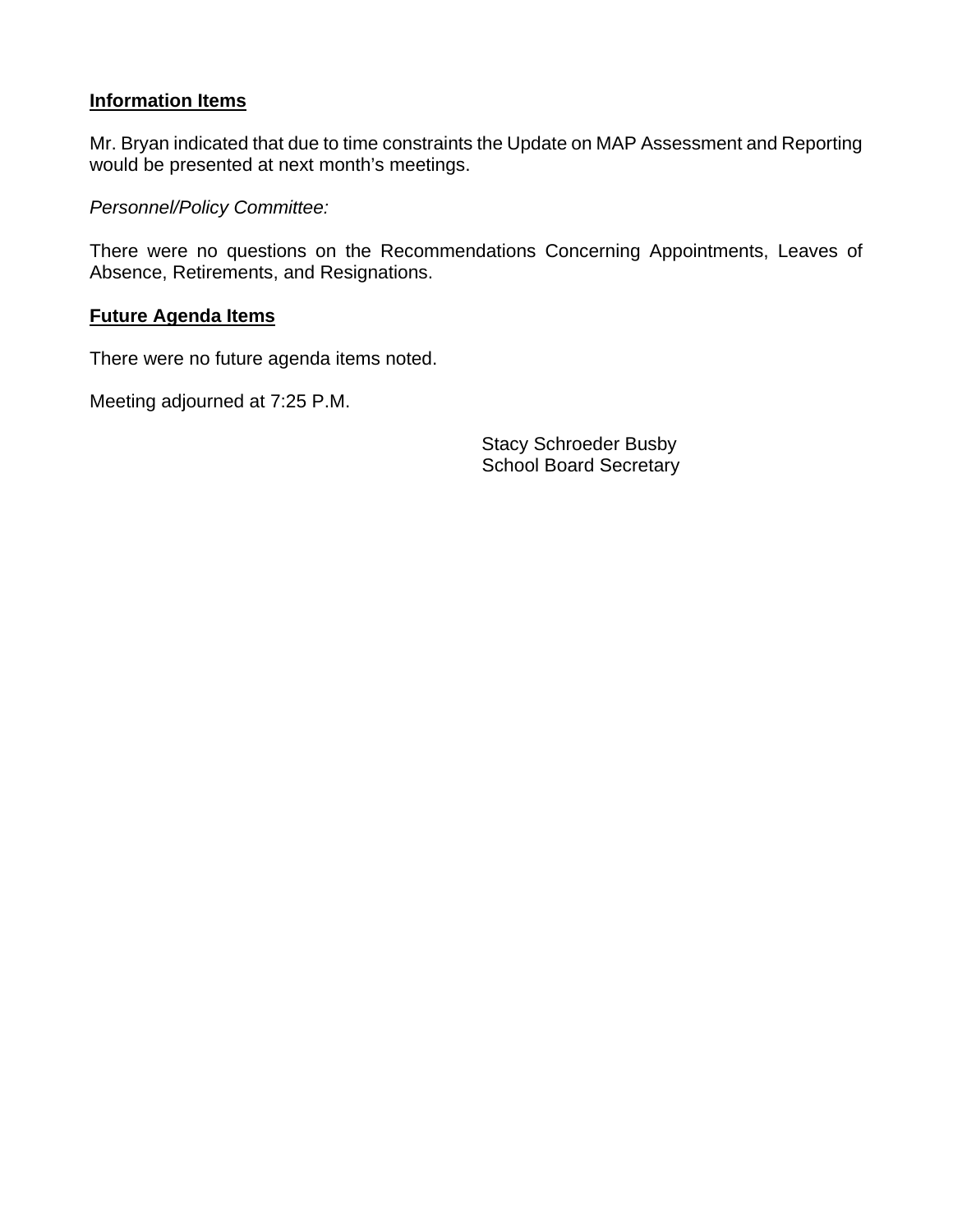**Information Items**

Mr. Bryan indicated that due to time constraints the Update on MAP Assessment and Reporting would be presented at next month's meetings.

*Personnel/Policy Committee:*

There were no questions on the Recommendations Concerning Appointments, Leaves of Absence, Retirements, and Resignations.

**Future Agenda Items**

There were no future agenda items noted.

Meeting adjourned at 7:25 P.M.

Stacy Schroeder Busby
School Board Secretary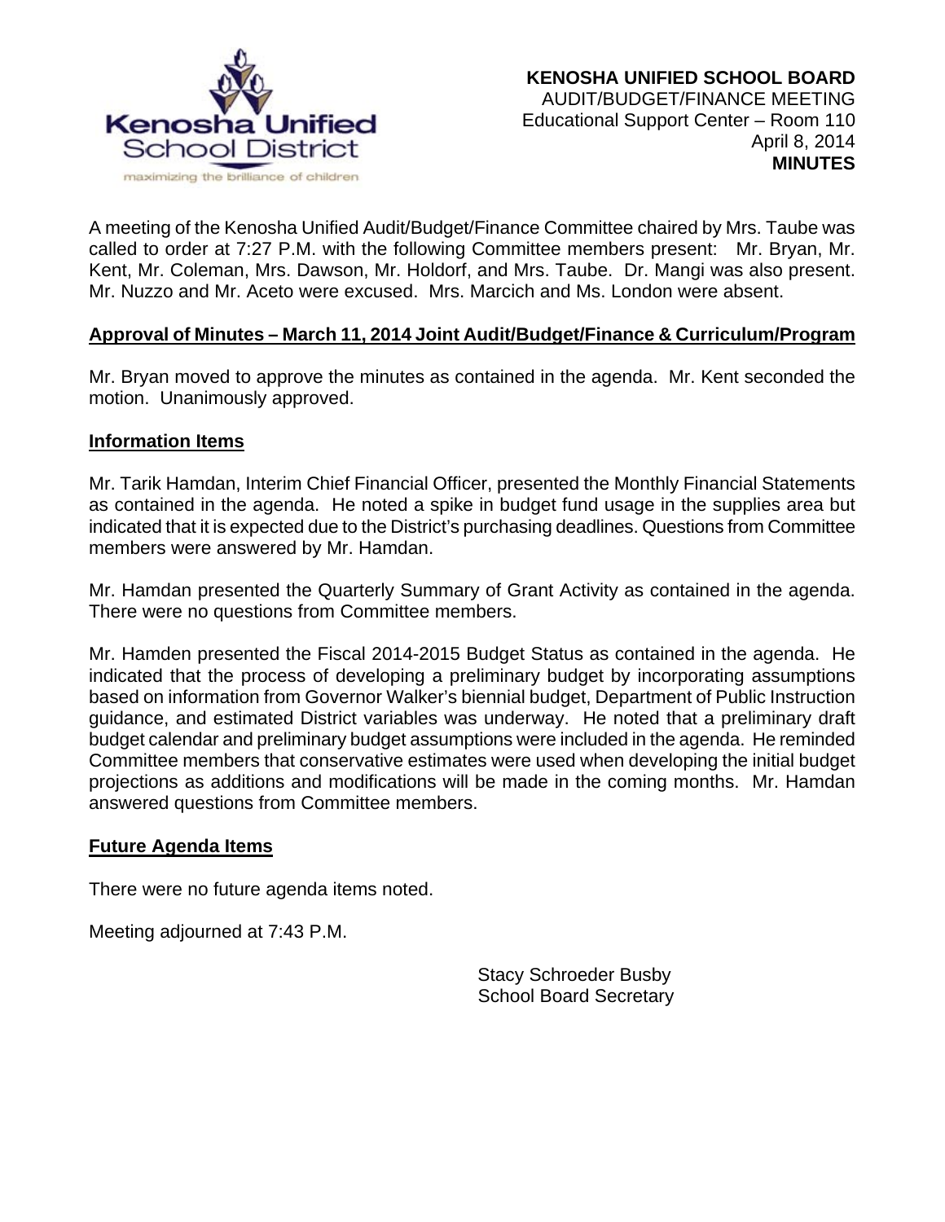**KENOSHA UNIFIED SCHOOL BOARD**
AUDIT/BUDGET/FINANCE MEETING
Educational Support Center – Room 110
April 8, 2014
**MINUTES**

A meeting of the Kenosha Unified Audit/Budget/Finance Committee chaired by Mrs. Taube was called to order at 7:27 P.M. with the following Committee members present: Mr. Bryan, Mr. Kent, Mr. Coleman, Mrs. Dawson, Mr. Holdorf, and Mrs. Taube. Dr. Mangi was also present. Mr. Nuzzo and Mr. Aceto were excused. Mrs. Marcich and Ms. London were absent.

**Approval of Minutes – March 11, 2014 Joint Audit/Budget/Finance & Curriculum/Program**

Mr. Bryan moved to approve the minutes as contained in the agenda. Mr. Kent seconded the motion. Unanimously approved.

**Information Items**

Mr. Tarik Hamdan, Interim Chief Financial Officer, presented the Monthly Financial Statements as contained in the agenda. He noted a spike in budget fund usage in the supplies area but indicated that it is expected due to the District's purchasing deadlines. Questions from Committee members were answered by Mr. Hamdan.

Mr. Hamdan presented the Quarterly Summary of Grant Activity as contained in the agenda. There were no questions from Committee members.

Mr. Hamden presented the Fiscal 2014-2015 Budget Status as contained in the agenda. He indicated that the process of developing a preliminary budget by incorporating assumptions based on information from Governor Walker's biennial budget, Department of Public Instruction guidance, and estimated District variables was underway. He noted that a preliminary draft budget calendar and preliminary budget assumptions were included in the agenda. He reminded Committee members that conservative estimates were used when developing the initial budget projections as additions and modifications will be made in the coming months. Mr. Hamdan answered questions from Committee members.

**Future Agenda Items**

There were no future agenda items noted.

Meeting adjourned at 7:43 P.M.

Stacy Schroeder Busby
School Board Secretary